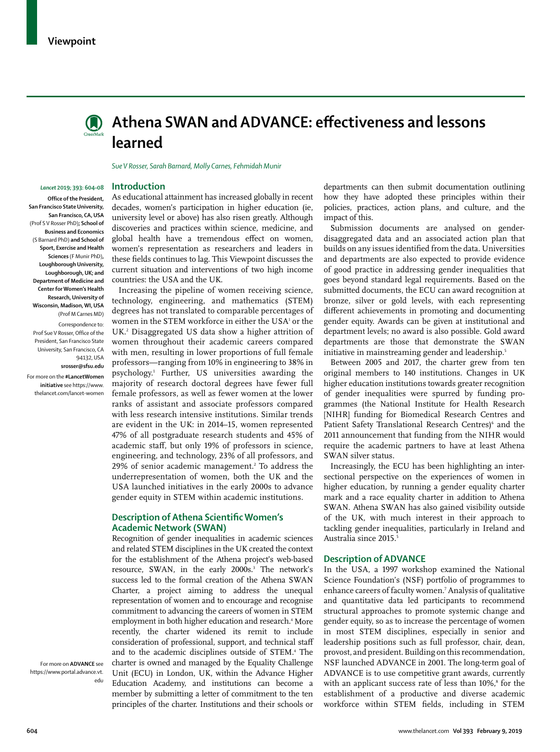Viewpoint

# Athena SWAN and ADVANCE: effectiveness and lessons learned

*Sue V Rosser, Sarah Barnard, Molly Carnes, Fehmidah Munir*

**Office of the President, San Francisco State University, San Francisco, CA, USA** (Prof S V Rosser PhD)**; School of Business and Economics** (S Barnard PhD) **and School of Sport, Exercise and Health Sciences** (F Munir PhD)**, Loughborough University, Loughborough, UK; and Department of Medicine and Center for Women's Health Research, University of Wisconsin, Madison, WI, USA** (Prof M Carnes MD)

Correspondence to: Prof Sue V Rosser, Office of the President, San Francisco State University, San Francisco, CA 94132, USA **srosser@sfsu.edu**

For more on the **#LancetWomen initiative** see https://www.thelancet.com/lancet-women

For more on **ADVANCE** see https://www.portal.advance.vt.edu

## Introduction

As educational attainment has increased globally in recent decades, women's participation in higher education (ie, university level or above) has also risen greatly. Although discoveries and practices within science, medicine, and global health have a tremendous effect on women, women's representation as researchers and leaders in these fields continues to lag. This Viewpoint discusses the current situation and interventions of two high income countries: the USA and the UK.

Increasing the pipeline of women receiving science, technology, engineering, and mathematics (STEM) degrees has not translated to comparable percentages of women in the STEM workforce in either the USA[1] or the UK.[2] Disaggregated US data show a higher attrition of women throughout their academic careers compared with men, resulting in lower proportions of full female professors—ranging from 10% in engineering to 38% in psychology.[1] Further, US universities awarding the majority of research doctoral degrees have fewer full female professors, as well as fewer women at the lower ranks of assistant and associate professors compared with less research intensive institutions. Similar trends are evident in the UK: in 2014–15, women represented 47% of all postgraduate research students and 45% of academic staff, but only 19% of professors in science, engineering, and technology, 23% of all professors, and 29% of senior academic management.[2] To address the underrepresentation of women, both the UK and the USA launched initiatives in the early 2000s to advance gender equity in STEM within academic institutions.

## Description of Athena Scientific Women's Academic Network (SWAN)

Recognition of gender inequalities in academic sciences and related STEM disciplines in the UK created the context for the establishment of the Athena project's web-based resource, SWAN, in the early 2000s.[3] The network's success led to the formal creation of the Athena SWAN Charter, a project aiming to address the unequal representation of women and to encourage and recognise commitment to advancing the careers of women in STEM employment in both higher education and research.[4] More recently, the charter widened its remit to include consideration of professional, support, and technical staff and to the academic disciplines outside of STEM.[4] The charter is owned and managed by the Equality Challenge Unit (ECU) in London, UK, within the Advance Higher Education Academy, and institutions can become a member by submitting a letter of commitment to the ten principles of the charter. Institutions and their schools or departments can then submit documentation outlining how they have adopted these principles within their policies, practices, action plans, and culture, and the impact of this.

Submission documents are analysed on gender-disaggregated data and an associated action plan that builds on any issues identified from the data. Universities and departments are also expected to provide evidence of good practice in addressing gender inequalities that goes beyond standard legal requirements. Based on the submitted documents, the ECU can award recognition at bronze, silver or gold levels, with each representing different achievements in promoting and documenting gender equity. Awards can be given at institutional and department levels; no award is also possible. Gold award departments are those that demonstrate the SWAN initiative in mainstreaming gender and leadership.[5]

Between 2005 and 2017, the charter grew from ten original members to 140 institutions. Changes in UK higher education institutions towards greater recognition of gender inequalities were spurred by funding programmes (the National Institute for Health Research [NIHR] funding for Biomedical Research Centres and Patient Safety Translational Research Centres)[6] and the 2011 announcement that funding from the NIHR would require the academic partners to have at least Athena SWAN silver status.

Increasingly, the ECU has been highlighting an intersectional perspective on the experiences of women in higher education, by running a gender equality charter mark and a race equality charter in addition to Athena SWAN. Athena SWAN has also gained visibility outside of the UK, with much interest in their approach to tackling gender inequalities, particularly in Ireland and Australia since 2015.[5]

## Description of ADVANCE

In the USA, a 1997 workshop examined the National Science Foundation's (NSF) portfolio of programmes to enhance careers of faculty women.[7] Analysis of qualitative and quantitative data led participants to recommend structural approaches to promote systemic change and gender equity, so as to increase the percentage of women in most STEM disciplines, especially in senior and leadership positions such as full professor, chair, dean, provost, and president. Building on this recommendation, NSF launched ADVANCE in 2001. The long-term goal of ADVANCE is to use competitive grant awards, currently with an applicant success rate of less than 10%,[8] for the establishment of a productive and diverse academic workforce within STEM fields, including in STEM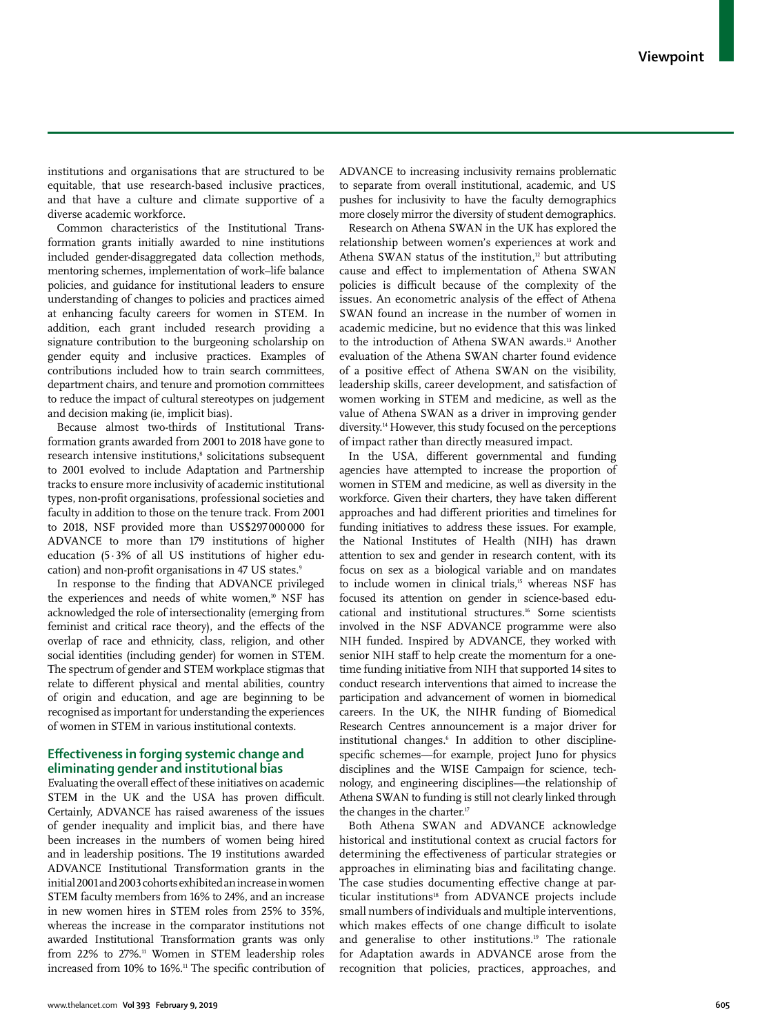institutions and organisations that are structured to be equitable, that use research-based inclusive practices, and that have a culture and climate supportive of a diverse academic workforce.

Common characteristics of the Institutional Transformation grants initially awarded to nine institutions included gender-disaggregated data collection methods, mentoring schemes, implementation of work–life balance policies, and guidance for institutional leaders to ensure understanding of changes to policies and practices aimed at enhancing faculty careers for women in STEM. In addition, each grant included research providing a signature contribution to the burgeoning scholarship on gender equity and inclusive practices. Examples of contributions included how to train search committees, department chairs, and tenure and promotion committees to reduce the impact of cultural stereotypes on judgement and decision making (ie, implicit bias).

Because almost two-thirds of Institutional Transformation grants awarded from 2001 to 2018 have gone to research intensive institutions,[8] solicitations subsequent to 2001 evolved to include Adaptation and Partnership tracks to ensure more inclusivity of academic institutional types, non-profit organisations, professional societies and faculty in addition to those on the tenure track. From 2001 to 2018, NSF provided more than US$297 000 000 for ADVANCE to more than 179 institutions of higher education (5·3% of all US institutions of higher education) and non-profit organisations in 47 US states.[9]

In response to the finding that ADVANCE privileged the experiences and needs of white women,[10] NSF has acknowledged the role of intersectionality (emerging from feminist and critical race theory), and the effects of the overlap of race and ethnicity, class, religion, and other social identities (including gender) for women in STEM. The spectrum of gender and STEM workplace stigmas that relate to different physical and mental abilities, country of origin and education, and age are beginning to be recognised as important for understanding the experiences of women in STEM in various institutional contexts.

## Effectiveness in forging systemic change and eliminating gender and institutional bias

Evaluating the overall effect of these initiatives on academic STEM in the UK and the USA has proven difficult. Certainly, ADVANCE has raised awareness of the issues of gender inequality and implicit bias, and there have been increases in the numbers of women being hired and in leadership positions. The 19 institutions awarded ADVANCE Institutional Transformation grants in the initial 2001 and 2003 cohorts exhibited an increase in women STEM faculty members from 16% to 24%, and an increase in new women hires in STEM roles from 25% to 35%, whereas the increase in the comparator institutions not awarded Institutional Transformation grants was only from 22% to 27%.[11] Women in STEM leadership roles increased from 10% to 16%.[11] The specific contribution of ADVANCE to increasing inclusivity remains problematic to separate from overall institutional, academic, and US pushes for inclusivity to have the faculty demographics more closely mirror the diversity of student demographics.

Research on Athena SWAN in the UK has explored the relationship between women's experiences at work and Athena SWAN status of the institution,[12] but attributing cause and effect to implementation of Athena SWAN policies is difficult because of the complexity of the issues. An econometric analysis of the effect of Athena SWAN found an increase in the number of women in academic medicine, but no evidence that this was linked to the introduction of Athena SWAN awards.[13] Another evaluation of the Athena SWAN charter found evidence of a positive effect of Athena SWAN on the visibility, leadership skills, career development, and satisfaction of women working in STEM and medicine, as well as the value of Athena SWAN as a driver in improving gender diversity.[14] However, this study focused on the perceptions of impact rather than directly measured impact.

In the USA, different governmental and funding agencies have attempted to increase the proportion of women in STEM and medicine, as well as diversity in the workforce. Given their charters, they have taken different approaches and had different priorities and timelines for funding initiatives to address these issues. For example, the National Institutes of Health (NIH) has drawn attention to sex and gender in research content, with its focus on sex as a biological variable and on mandates to include women in clinical trials,[15] whereas NSF has focused its attention on gender in science-based educational and institutional structures.[16] Some scientists involved in the NSF ADVANCE programme were also NIH funded. Inspired by ADVANCE, they worked with senior NIH staff to help create the momentum for a one-time funding initiative from NIH that supported 14 sites to conduct research interventions that aimed to increase the participation and advancement of women in biomedical careers. In the UK, the NIHR funding of Biomedical Research Centres announcement is a major driver for institutional changes.[6] In addition to other discipline-specific schemes—for example, project Juno for physics disciplines and the WISE Campaign for science, technology, and engineering disciplines—the relationship of Athena SWAN to funding is still not clearly linked through the changes in the charter.[17]

Both Athena SWAN and ADVANCE acknowledge historical and institutional context as crucial factors for determining the effectiveness of particular strategies or approaches in eliminating bias and facilitating change. The case studies documenting effective change at particular institutions[18] from ADVANCE projects include small numbers of individuals and multiple interventions, which makes effects of one change difficult to isolate and generalise to other institutions.[19] The rationale for Adaptation awards in ADVANCE arose from the recognition that policies, practices, approaches, and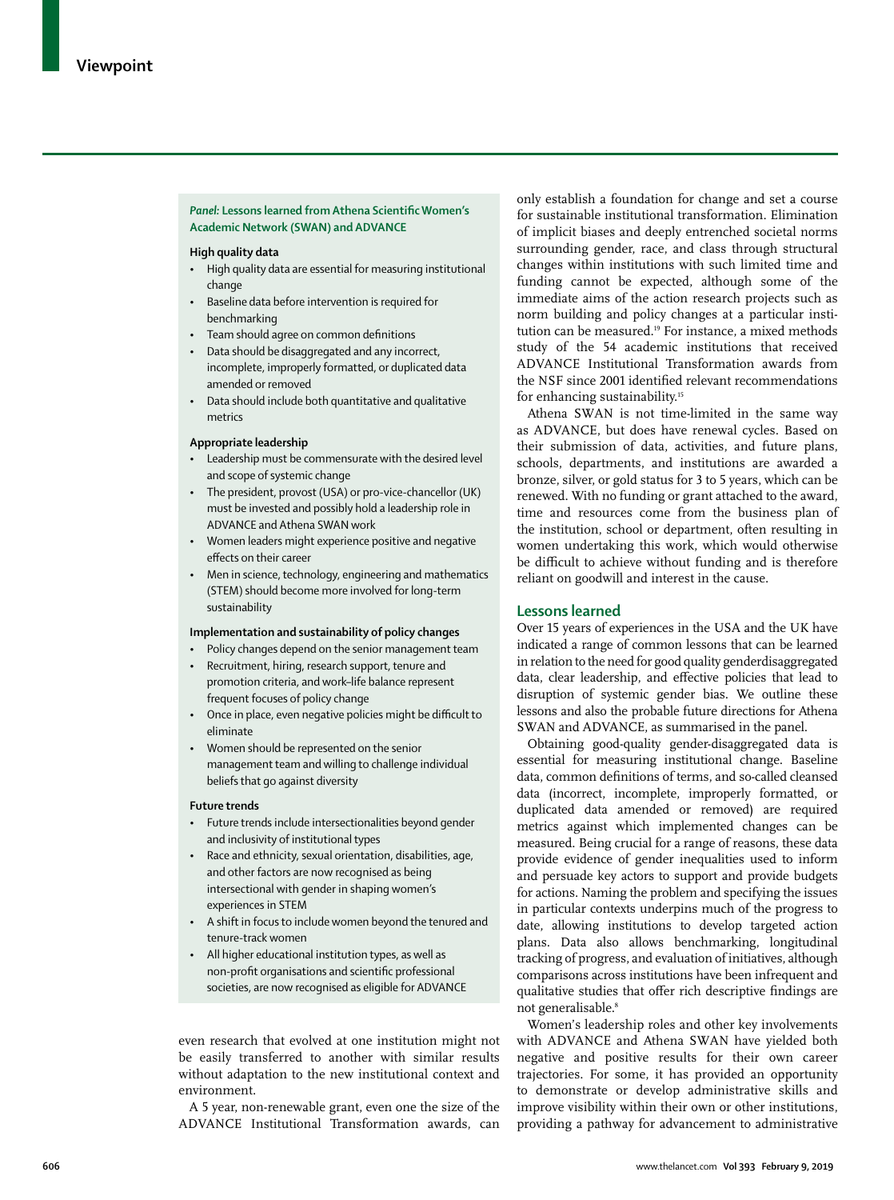## Panel: Lessons learned from Athena Scientific Women's Academic Network (SWAN) and ADVANCE

### High quality data

- High quality data are essential for measuring institutional change
- Baseline data before intervention is required for benchmarking
- Team should agree on common definitions
- Data should be disaggregated and any incorrect, incomplete, improperly formatted, or duplicated data amended or removed
- Data should include both quantitative and qualitative metrics

### Appropriate leadership

- Leadership must be commensurate with the desired level and scope of systemic change
- The president, provost (USA) or pro-vice-chancellor (UK) must be invested and possibly hold a leadership role in ADVANCE and Athena SWAN work
- Women leaders might experience positive and negative effects on their career
- Men in science, technology, engineering and mathematics (STEM) should become more involved for long-term sustainability

### Implementation and sustainability of policy changes

- Policy changes depend on the senior management team
- Recruitment, hiring, research support, tenure and promotion criteria, and work–life balance represent frequent focuses of policy change
- Once in place, even negative policies might be difficult to eliminate
- Women should be represented on the senior management team and willing to challenge individual beliefs that go against diversity

### Future trends

- Future trends include intersectionalities beyond gender and inclusivity of institutional types
- Race and ethnicity, sexual orientation, disabilities, age, and other factors are now recognised as being intersectional with gender in shaping women's experiences in STEM
- A shift in focus to include women beyond the tenured and tenure-track women
- All higher educational institution types, as well as non-profit organisations and scientific professional societies, are now recognised as eligible for ADVANCE

even research that evolved at one institution might not be easily transferred to another with similar results without adaptation to the new institutional context and environment.

A 5 year, non-renewable grant, even one the size of the ADVANCE Institutional Transformation awards, can only establish a foundation for change and set a course for sustainable institutional transformation. Elimination of implicit biases and deeply entrenched societal norms surrounding gender, race, and class through structural changes within institutions with such limited time and funding cannot be expected, although some of the immediate aims of the action research projects such as norm building and policy changes at a particular institution can be measured.[19] For instance, a mixed methods study of the 54 academic institutions that received ADVANCE Institutional Transformation awards from the NSF since 2001 identified relevant recommendations for enhancing sustainability.[15]

Athena SWAN is not time-limited in the same way as ADVANCE, but does have renewal cycles. Based on their submission of data, activities, and future plans, schools, departments, and institutions are awarded a bronze, silver, or gold status for 3 to 5 years, which can be renewed. With no funding or grant attached to the award, time and resources come from the business plan of the institution, school or department, often resulting in women undertaking this work, which would otherwise be difficult to achieve without funding and is therefore reliant on goodwill and interest in the cause.

## Lessons learned

Over 15 years of experiences in the USA and the UK have indicated a range of common lessons that can be learned in relation to the need for good quality genderdisaggregated data, clear leadership, and effective policies that lead to disruption of systemic gender bias. We outline these lessons and also the probable future directions for Athena SWAN and ADVANCE, as summarised in the panel.

Obtaining good-quality gender-disaggregated data is essential for measuring institutional change. Baseline data, common definitions of terms, and so-called cleansed data (incorrect, incomplete, improperly formatted, or duplicated data amended or removed) are required metrics against which implemented changes can be measured. Being crucial for a range of reasons, these data provide evidence of gender inequalities used to inform and persuade key actors to support and provide budgets for actions. Naming the problem and specifying the issues in particular contexts underpins much of the progress to date, allowing institutions to develop targeted action plans. Data also allows benchmarking, longitudinal tracking of progress, and evaluation of initiatives, although comparisons across institutions have been infrequent and qualitative studies that offer rich descriptive findings are not generalisable.[8]

Women's leadership roles and other key involvements with ADVANCE and Athena SWAN have yielded both negative and positive results for their own career trajectories. For some, it has provided an opportunity to demonstrate or develop administrative skills and improve visibility within their own or other institutions, providing a pathway for advancement to administrative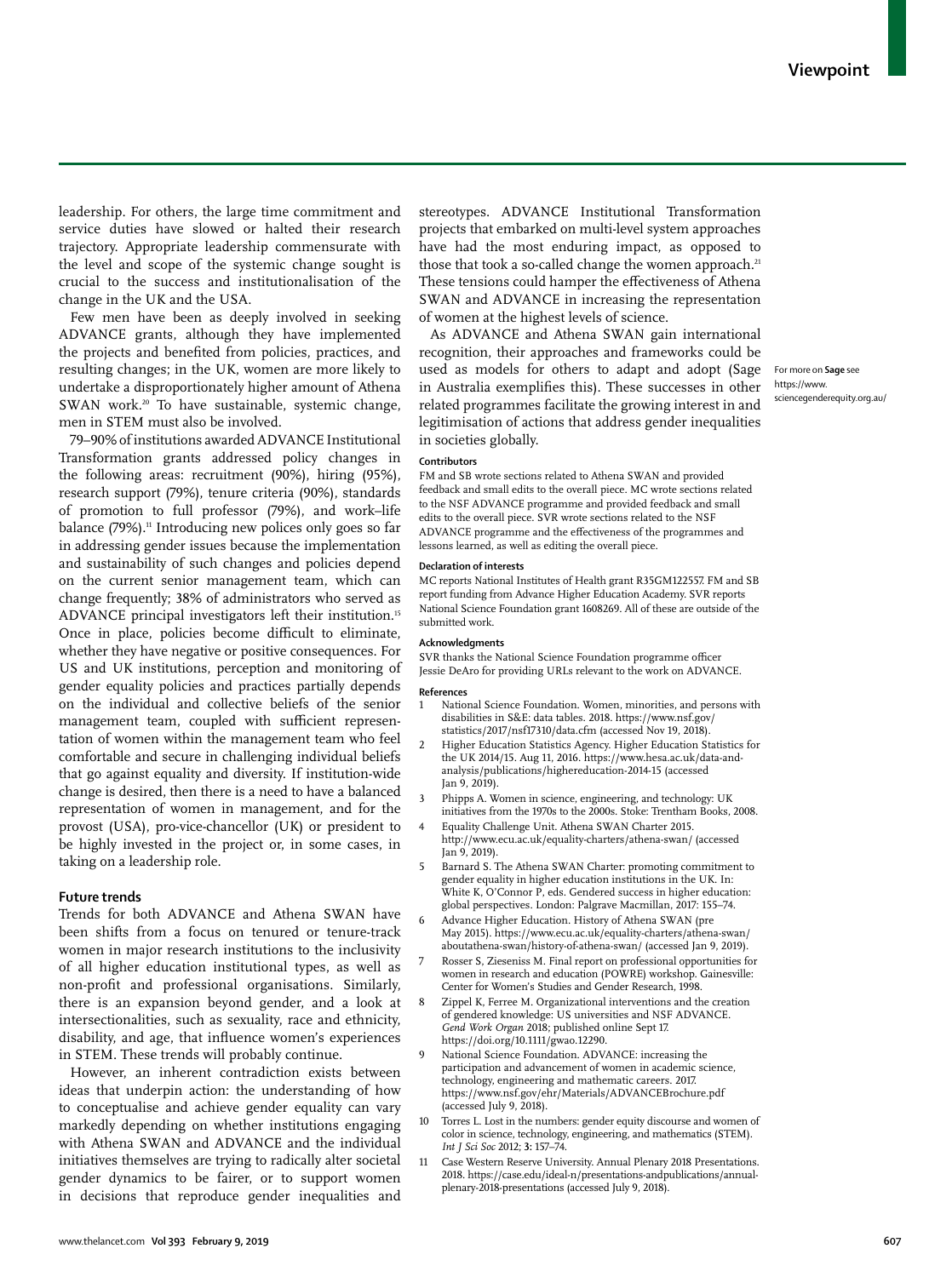leadership. For others, the large time commitment and service duties have slowed or halted their research trajectory. Appropriate leadership commensurate with the level and scope of the systemic change sought is crucial to the success and institutionalisation of the change in the UK and the USA.

Few men have been as deeply involved in seeking ADVANCE grants, although they have implemented the projects and benefited from policies, practices, and resulting changes; in the UK, women are more likely to undertake a disproportionately higher amount of Athena SWAN work.[20] To have sustainable, systemic change, men in STEM must also be involved.

79–90% of institutions awarded ADVANCE Institutional Transformation grants addressed policy changes in the following areas: recruitment (90%), hiring (95%), research support (79%), tenure criteria (90%), standards of promotion to full professor (79%), and work–life balance (79%).[11] Introducing new polices only goes so far in addressing gender issues because the implementation and sustainability of such changes and policies depend on the current senior management team, which can change frequently; 38% of administrators who served as ADVANCE principal investigators left their institution.[15] Once in place, policies become difficult to eliminate, whether they have negative or positive consequences. For US and UK institutions, perception and monitoring of gender equality policies and practices partially depends on the individual and collective beliefs of the senior management team, coupled with sufficient representation of women within the management team who feel comfortable and secure in challenging individual beliefs that go against equality and diversity. If institution-wide change is desired, then there is a need to have a balanced representation of women in management, and for the provost (USA), pro-vice-chancellor (UK) or president to be highly invested in the project or, in some cases, in taking on a leadership role.

## Future trends

Trends for both ADVANCE and Athena SWAN have been shifts from a focus on tenured or tenure-track women in major research institutions to the inclusivity of all higher education institutional types, as well as non-profit and professional organisations. Similarly, there is an expansion beyond gender, and a look at intersectionalities, such as sexuality, race and ethnicity, disability, and age, that influence women's experiences in STEM. These trends will probably continue.

However, an inherent contradiction exists between ideas that underpin action: the understanding of how to conceptualise and achieve gender equality can vary markedly depending on whether institutions engaging with Athena SWAN and ADVANCE and the individual initiatives themselves are trying to radically alter societal gender dynamics to be fairer, or to support women in decisions that reproduce gender inequalities and stereotypes. ADVANCE Institutional Transformation projects that embarked on multi-level system approaches have had the most enduring impact, as opposed to those that took a so-called change the women approach.[21] These tensions could hamper the effectiveness of Athena SWAN and ADVANCE in increasing the representation of women at the highest levels of science.

As ADVANCE and Athena SWAN gain international recognition, their approaches and frameworks could be used as models for others to adapt and adopt (Sage in Australia exemplifies this). These successes in other related programmes facilitate the growing interest in and legitimisation of actions that address gender inequalities in societies globally.

For more on **Sage** see https://www.sciencegenderequity.org.au/

### Contributors

FM and SB wrote sections related to Athena SWAN and provided feedback and small edits to the overall piece. MC wrote sections related to the NSF ADVANCE programme and provided feedback and small edits to the overall piece. SVR wrote sections related to the NSF ADVANCE programme and the effectiveness of the programmes and lessons learned, as well as editing the overall piece.

### Declaration of interests

MC reports National Institutes of Health grant R35GM122557. FM and SB report funding from Advance Higher Education Academy. SVR reports National Science Foundation grant 1608269. All of these are outside of the submitted work.

### Acknowledgments

SVR thanks the National Science Foundation programme officer Jessie DeAro for providing URLs relevant to the work on ADVANCE.

### References

1. National Science Foundation. Women, minorities, and persons with disabilities in S&E: data tables. 2018. https://www.nsf.gov/statistics/2017/nsf17310/data.cfm (accessed Nov 19, 2018).
2. Higher Education Statistics Agency. Higher Education Statistics for the UK 2014/15. Aug 11, 2016. https://www.hesa.ac.uk/data-and-analysis/publications/highereducation-2014-15 (accessed Jan 9, 2019).
3. Phipps A. Women in science, engineering, and technology: UK initiatives from the 1970s to the 2000s. Stoke: Trentham Books, 2008.
4. Equality Challenge Unit. Athena SWAN Charter 2015. http://www.ecu.ac.uk/equality-charters/athena-swan/ (accessed Jan 9, 2019).
5. Barnard S. The Athena SWAN Charter: promoting commitment to gender equality in higher education institutions in the UK. In: White K, O'Connor P, eds. Gendered success in higher education: global perspectives. London: Palgrave Macmillan, 2017: 155–74.
6. Advance Higher Education. History of Athena SWAN (pre May 2015). https://www.ecu.ac.uk/equality-charters/athena-swan/aboutathena-swan/history-of-athena-swan/ (accessed Jan 9, 2019).
7. Rosser S, Zieseniss M. Final report on professional opportunities for women in research and education (POWRE) workshop. Gainesville: Center for Women's Studies and Gender Research, 1998.
8. Zippel K, Ferree M. Organizational interventions and the creation of gendered knowledge: US universities and NSF ADVANCE. *Gend Work Organ* 2018; published online Sept 17. https://doi.org/10.1111/gwao.12290.
9. National Science Foundation. ADVANCE: increasing the participation and advancement of women in academic science, technology, engineering and mathematic careers. 2017. https://www.nsf.gov/ehr/Materials/ADVANCEBrochure.pdf (accessed July 9, 2018).
10. Torres L. Lost in the numbers: gender equity discourse and women of color in science, technology, engineering, and mathematics (STEM). *Int J Sci Soc* 2012; **3:** 157–74.
11. Case Western Reserve University. Annual Plenary 2018 Presentations. 2018. https://case.edu/ideal-n/presentations-andpublications/annual-plenary-2018-presentations (accessed July 9, 2018).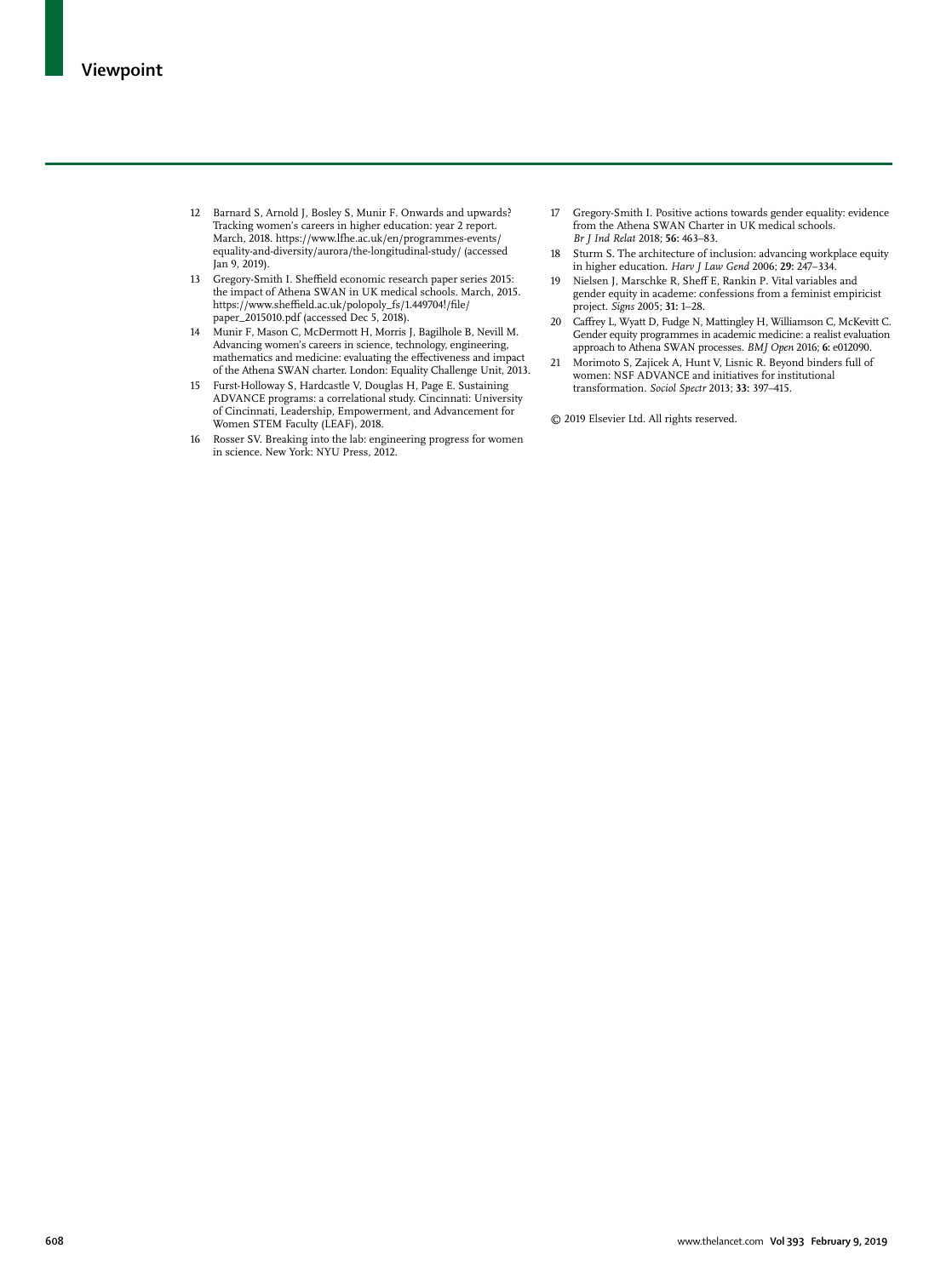12 Barnard S, Arnold J, Bosley S, Munir F. Onwards and upwards? Tracking women's careers in higher education: year 2 report. March, 2018. https://www.lfhe.ac.uk/en/programmes-events/equality-and-diversity/aurora/the-longitudinal-study/ (accessed Jan 9, 2019).

13 Gregory-Smith I. Sheffield economic research paper series 2015: the impact of Athena SWAN in UK medical schools. March, 2015. https://www.sheffield.ac.uk/polopoly_fs/1.449704!/file/paper_2015010.pdf (accessed Dec 5, 2018).

14 Munir F, Mason C, McDermott H, Morris J, Bagilhole B, Nevill M. Advancing women's careers in science, technology, engineering, mathematics and medicine: evaluating the effectiveness and impact of the Athena SWAN charter. London: Equality Challenge Unit, 2013.

15 Furst-Holloway S, Hardcastle V, Douglas H, Page E. Sustaining ADVANCE programs: a correlational study. Cincinnati: University of Cincinnati, Leadership, Empowerment, and Advancement for Women STEM Faculty (LEAF), 2018.

16 Rosser SV. Breaking into the lab: engineering progress for women in science. New York: NYU Press, 2012.

17 Gregory-Smith I. Positive actions towards gender equality: evidence from the Athena SWAN Charter in UK medical schools. *Br J Ind Relat* 2018; **56:** 463–83.

18 Sturm S. The architecture of inclusion: advancing workplace equity in higher education. *Harv J Law Gend* 2006; **29:** 247–334.

19 Nielsen J, Marschke R, Sheff E, Rankin P. Vital variables and gender equity in academe: confessions from a feminist empiricist project. *Signs* 2005; **31:** 1–28.

20 Caffrey L, Wyatt D, Fudge N, Mattingley H, Williamson C, McKevitt C. Gender equity programmes in academic medicine: a realist evaluation approach to Athena SWAN processes. *BMJ Open* 2016; **6:** e012090.

21 Morimoto S, Zajicek A, Hunt V, Lisnic R. Beyond binders full of women: NSF ADVANCE and initiatives for institutional transformation. *Sociol Spectr* 2013; **33:** 397–415.

© 2019 Elsevier Ltd. All rights reserved.